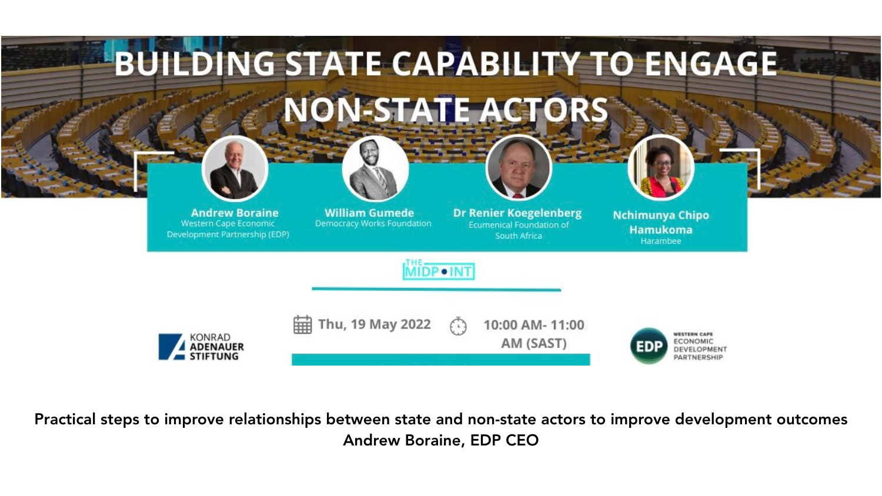# BUILDING STATE CAPABILITY TO ENGAGE NON-STATE ACTORS

**Andrew Boraine**
Western Cape Economic Development Partnership (EDP)

**William Gumede**
Democracy Works Foundation

**Dr Renier Koegelenberg**
Ecumenical Foundation of South Africa

**Nchimunya Chipo Hamukoma**
Harambee

THE MIDPOINT

KONRAD ADENAUER STIFTUNG

Thu, 19 May 2022

10:00 AM- 11:00 AM (SAST)

EDP WESTERN CAPE ECONOMIC DEVELOPMENT PARTNERSHIP

**Practical steps to improve relationships between state and non-state actors to improve development outcomes**

**Andrew Boraine, EDP CEO**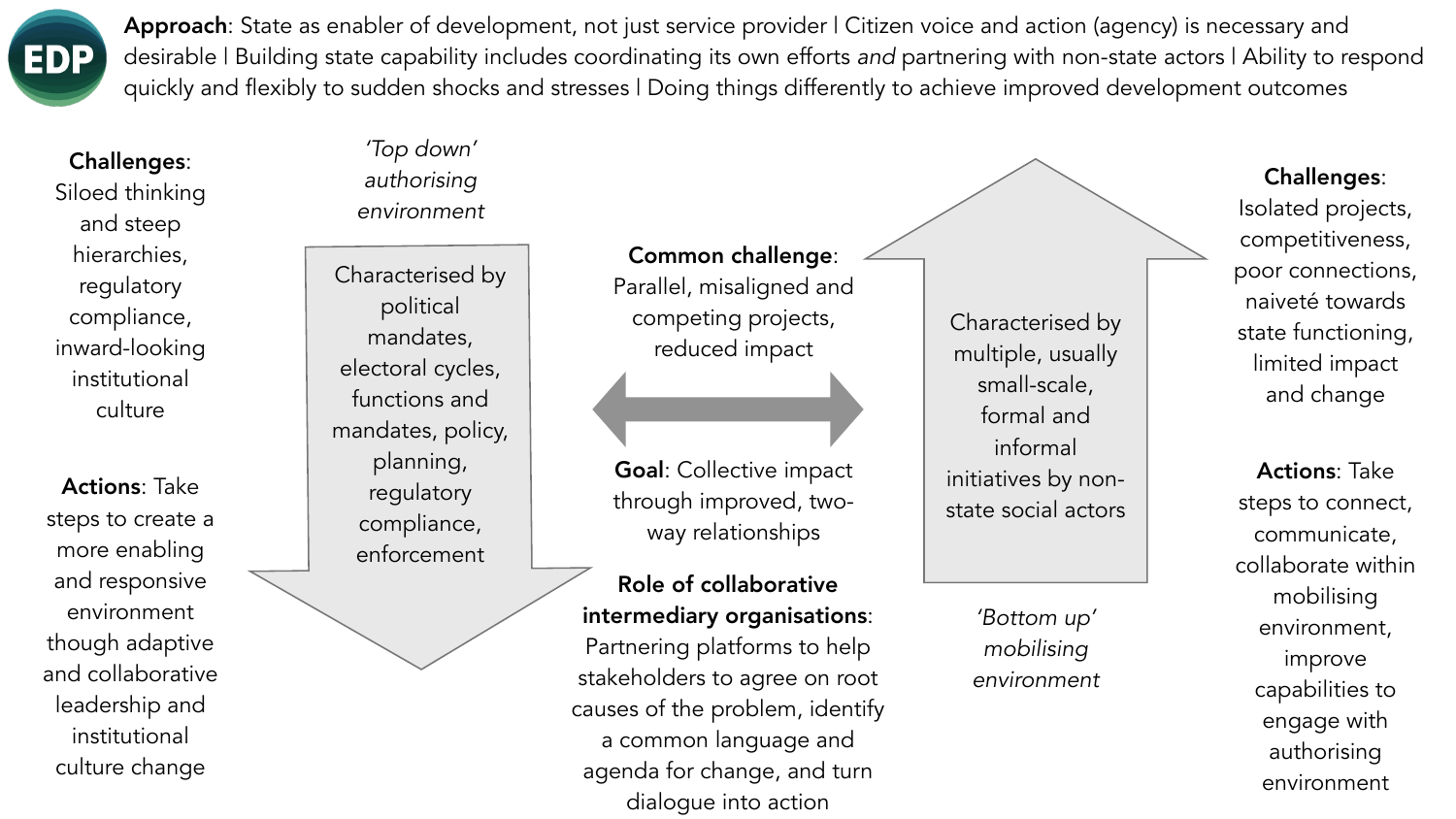EDP

**Approach**: State as enabler of development, not just service provider | Citizen voice and action (agency) is necessary and desirable | Building state capability includes coordinating its own efforts *and* partnering with non-state actors | Ability to respond quickly and flexibly to sudden shocks and stresses | Doing things differently to achieve improved development outcomes

*'Top down' authorising environment*

Characterised by political mandates, electoral cycles, functions and mandates, policy, planning, regulatory compliance, enforcement

**Challenges**: Siloed thinking and steep hierarchies, regulatory compliance, inward-looking institutional culture

**Actions**: Take steps to create a more enabling and responsive environment though adaptive and collaborative leadership and institutional culture change

**Common challenge**: Parallel, misaligned and competing projects, reduced impact

**Goal**: Collective impact through improved, two-way relationships

**Role of collaborative intermediary organisations**: Partnering platforms to help stakeholders to agree on root causes of the problem, identify a common language and agenda for change, and turn dialogue into action

*'Bottom up' mobilising environment*

Characterised by multiple, usually small-scale, formal and informal initiatives by non-state social actors

**Challenges**: Isolated projects, competitiveness, poor connections, naiveté towards state functioning, limited impact and change

**Actions**: Take steps to connect, communicate, collaborate within mobilising environment, improve capabilities to engage with authorising environment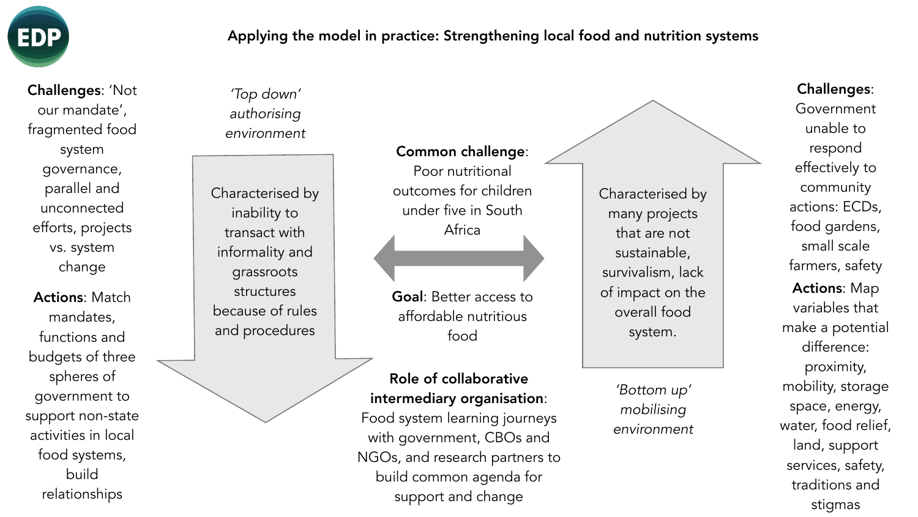# Applying the model in practice: Strengthening local food and nutrition systems

**Challenges**: 'Not our mandate', fragmented food system governance, parallel and unconnected efforts, projects vs. system change

**Actions**: Match mandates, functions and budgets of three spheres of government to support non-state activities in local food systems, build relationships

*'Top down' authorising environment*

Characterised by inability to transact with informality and grassroots structures because of rules and procedures

**Common challenge**: Poor nutritional outcomes for children under five in South Africa

**Goal**: Better access to affordable nutritious food

**Role of collaborative intermediary organisation**: Food system learning journeys with government, CBOs and NGOs, and research partners to build common agenda for support and change

Characterised by many projects that are not sustainable, survivalism, lack of impact on the overall food system.

*'Bottom up' mobilising environment*

**Challenges**: Government unable to respond effectively to community actions: ECDs, food gardens, small scale farmers, safety

**Actions**: Map variables that make a potential difference: proximity, mobility, storage space, energy, water, food relief, land, support services, safety, traditions and stigmas